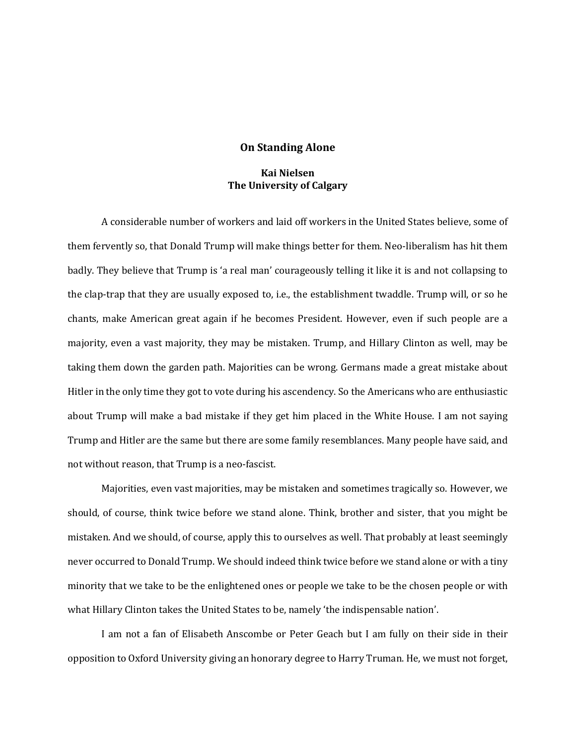# On Standing Alone

**Kai Nielsen**
**The University of Calgary**

A considerable number of workers and laid off workers in the United States believe, some of them fervently so, that Donald Trump will make things better for them. Neo-liberalism has hit them badly. They believe that Trump is 'a real man' courageously telling it like it is and not collapsing to the clap-trap that they are usually exposed to, i.e., the establishment twaddle. Trump will, or so he chants, make American great again if he becomes President. However, even if such people are a majority, even a vast majority, they may be mistaken. Trump, and Hillary Clinton as well, may be taking them down the garden path. Majorities can be wrong. Germans made a great mistake about Hitler in the only time they got to vote during his ascendency. So the Americans who are enthusiastic about Trump will make a bad mistake if they get him placed in the White House. I am not saying Trump and Hitler are the same but there are some family resemblances. Many people have said, and not without reason, that Trump is a neo-fascist.

Majorities, even vast majorities, may be mistaken and sometimes tragically so. However, we should, of course, think twice before we stand alone. Think, brother and sister, that you might be mistaken. And we should, of course, apply this to ourselves as well. That probably at least seemingly never occurred to Donald Trump. We should indeed think twice before we stand alone or with a tiny minority that we take to be the enlightened ones or people we take to be the chosen people or with what Hillary Clinton takes the United States to be, namely 'the indispensable nation'.

I am not a fan of Elisabeth Anscombe or Peter Geach but I am fully on their side in their opposition to Oxford University giving an honorary degree to Harry Truman. He, we must not forget,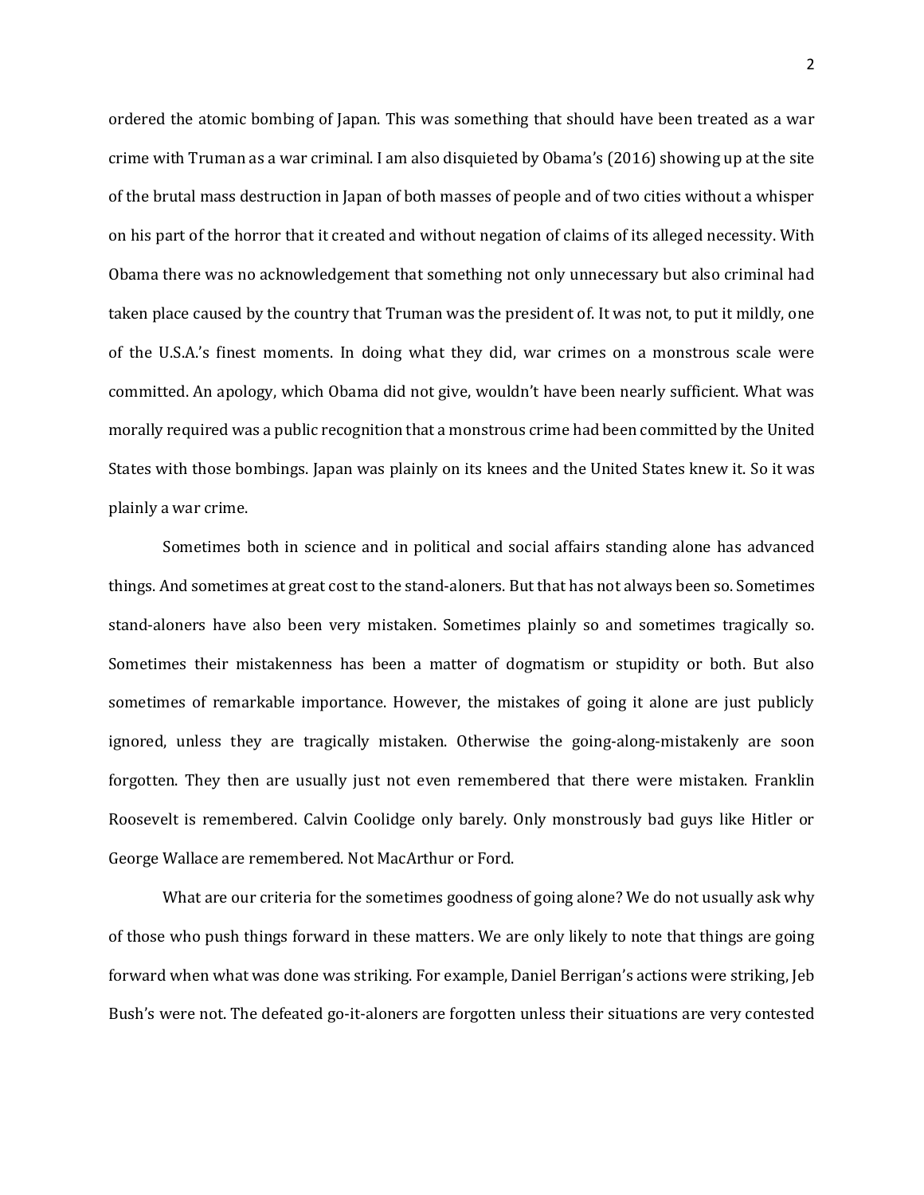ordered the atomic bombing of Japan. This was something that should have been treated as a war crime with Truman as a war criminal. I am also disquieted by Obama's (2016) showing up at the site of the brutal mass destruction in Japan of both masses of people and of two cities without a whisper on his part of the horror that it created and without negation of claims of its alleged necessity. With Obama there was no acknowledgement that something not only unnecessary but also criminal had taken place caused by the country that Truman was the president of. It was not, to put it mildly, one of the U.S.A.'s finest moments. In doing what they did, war crimes on a monstrous scale were committed. An apology, which Obama did not give, wouldn't have been nearly sufficient. What was morally required was a public recognition that a monstrous crime had been committed by the United States with those bombings. Japan was plainly on its knees and the United States knew it. So it was plainly a war crime.

Sometimes both in science and in political and social affairs standing alone has advanced things. And sometimes at great cost to the stand-aloners. But that has not always been so. Sometimes stand-aloners have also been very mistaken. Sometimes plainly so and sometimes tragically so. Sometimes their mistakenness has been a matter of dogmatism or stupidity or both. But also sometimes of remarkable importance. However, the mistakes of going it alone are just publicly ignored, unless they are tragically mistaken. Otherwise the going-along-mistakenly are soon forgotten. They then are usually just not even remembered that there were mistaken. Franklin Roosevelt is remembered. Calvin Coolidge only barely. Only monstrously bad guys like Hitler or George Wallace are remembered. Not MacArthur or Ford.

What are our criteria for the sometimes goodness of going alone? We do not usually ask why of those who push things forward in these matters. We are only likely to note that things are going forward when what was done was striking. For example, Daniel Berrigan's actions were striking, Jeb Bush's were not. The defeated go-it-aloners are forgotten unless their situations are very contested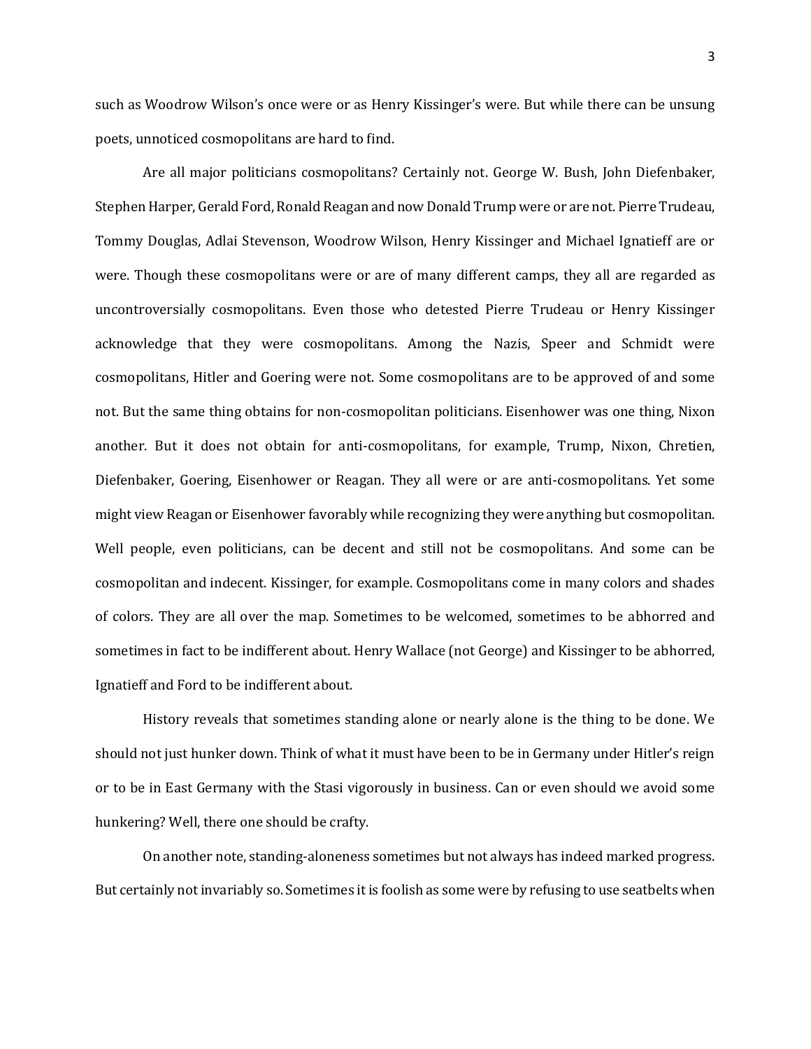such as Woodrow Wilson's once were or as Henry Kissinger's were. But while there can be unsung poets, unnoticed cosmopolitans are hard to find.

Are all major politicians cosmopolitans? Certainly not. George W. Bush, John Diefenbaker, Stephen Harper, Gerald Ford, Ronald Reagan and now Donald Trump were or are not. Pierre Trudeau, Tommy Douglas, Adlai Stevenson, Woodrow Wilson, Henry Kissinger and Michael Ignatieff are or were. Though these cosmopolitans were or are of many different camps, they all are regarded as uncontroversially cosmopolitans. Even those who detested Pierre Trudeau or Henry Kissinger acknowledge that they were cosmopolitans. Among the Nazis, Speer and Schmidt were cosmopolitans, Hitler and Goering were not. Some cosmopolitans are to be approved of and some not. But the same thing obtains for non-cosmopolitan politicians. Eisenhower was one thing, Nixon another. But it does not obtain for anti-cosmopolitans, for example, Trump, Nixon, Chretien, Diefenbaker, Goering, Eisenhower or Reagan. They all were or are anti-cosmopolitans. Yet some might view Reagan or Eisenhower favorably while recognizing they were anything but cosmopolitan. Well people, even politicians, can be decent and still not be cosmopolitans. And some can be cosmopolitan and indecent. Kissinger, for example. Cosmopolitans come in many colors and shades of colors. They are all over the map. Sometimes to be welcomed, sometimes to be abhorred and sometimes in fact to be indifferent about. Henry Wallace (not George) and Kissinger to be abhorred, Ignatieff and Ford to be indifferent about.

History reveals that sometimes standing alone or nearly alone is the thing to be done. We should not just hunker down. Think of what it must have been to be in Germany under Hitler's reign or to be in East Germany with the Stasi vigorously in business. Can or even should we avoid some hunkering? Well, there one should be crafty.

On another note, standing-aloneness sometimes but not always has indeed marked progress. But certainly not invariably so. Sometimes it is foolish as some were by refusing to use seatbelts when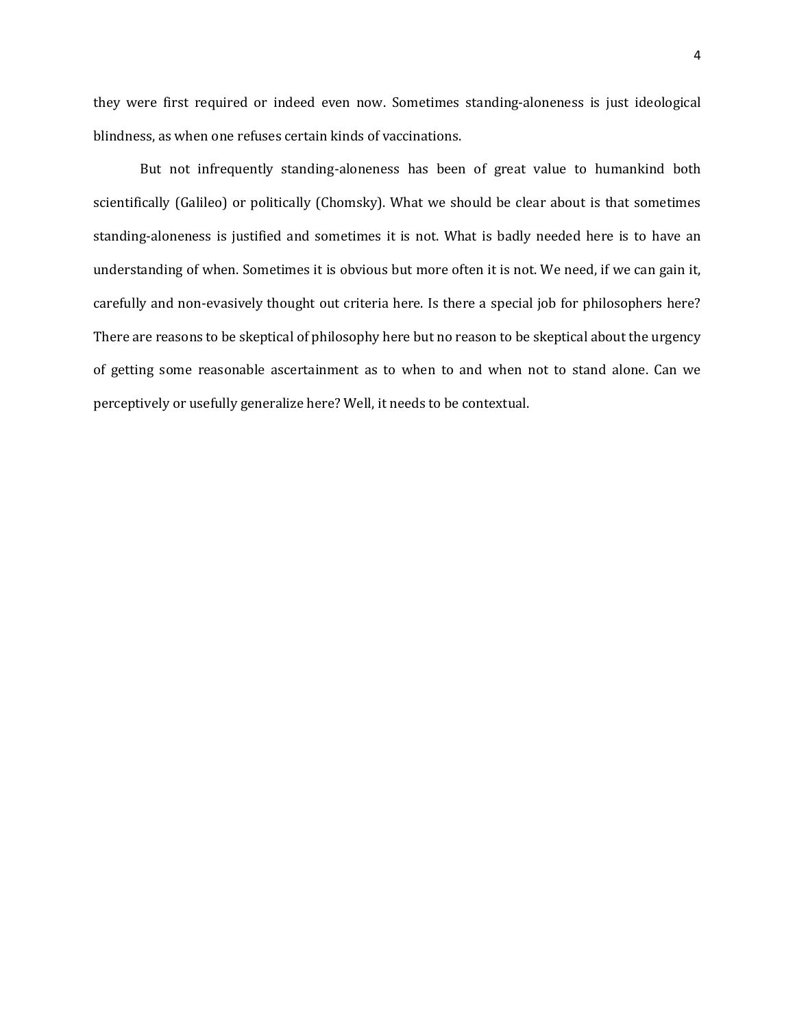they were first required or indeed even now. Sometimes standing-aloneness is just ideological blindness, as when one refuses certain kinds of vaccinations.

But not infrequently standing-aloneness has been of great value to humankind both scientifically (Galileo) or politically (Chomsky). What we should be clear about is that sometimes standing-aloneness is justified and sometimes it is not. What is badly needed here is to have an understanding of when. Sometimes it is obvious but more often it is not. We need, if we can gain it, carefully and non-evasively thought out criteria here. Is there a special job for philosophers here? There are reasons to be skeptical of philosophy here but no reason to be skeptical about the urgency of getting some reasonable ascertainment as to when to and when not to stand alone. Can we perceptively or usefully generalize here? Well, it needs to be contextual.